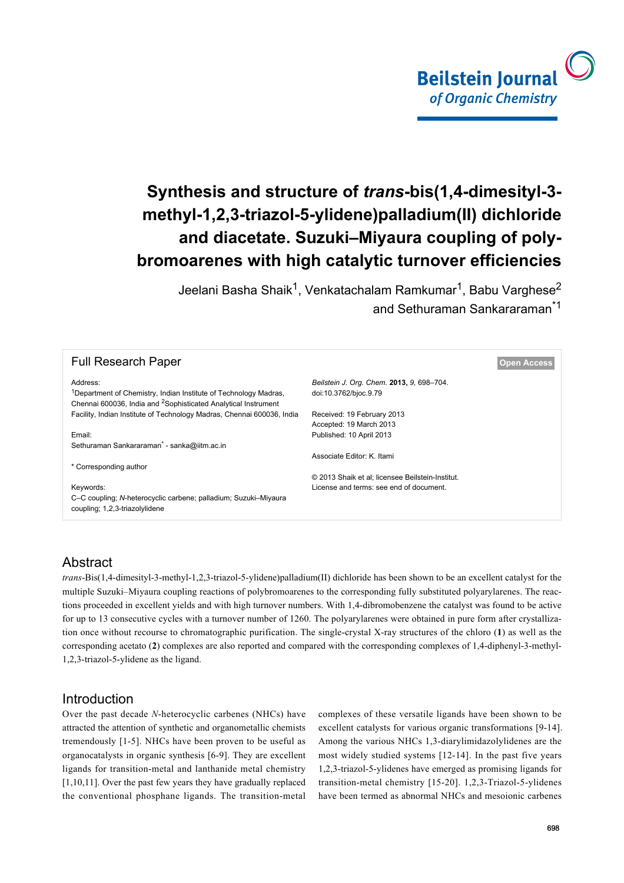# Synthesis and structure of *trans*-bis(1,4-dimesityl-3-methyl-1,2,3-triazol-5-ylidene)palladium(II) dichloride and diacetate. Suzuki–Miyaura coupling of polybromoarenes with high catalytic turnover efficiencies

Jeelani Basha Shaik[1], Venkatachalam Ramkumar[1], Babu Varghese[2] and Sethuraman Sankararaman*[1]

**Full Research Paper** — Open Access

Address:
[1]Department of Chemistry, Indian Institute of Technology Madras, Chennai 600036, India and [2]Sophisticated Analytical Instrument Facility, Indian Institute of Technology Madras, Chennai 600036, India

Email:
Sethuraman Sankararaman* - sanka@iitm.ac.in

\* Corresponding author

Keywords:
C–C coupling; *N*-heterocyclic carbene; palladium; Suzuki–Miyaura coupling; 1,2,3-triazolylidene

*Beilstein J. Org. Chem.* **2013,** *9,* 698–704.
doi:10.3762/bjoc.9.79

Received: 19 February 2013
Accepted: 19 March 2013
Published: 10 April 2013

Associate Editor: K. Itami

© 2013 Shaik et al; licensee Beilstein-Institut.
License and terms: see end of document.

## Abstract

*trans*-Bis(1,4-dimesityl-3-methyl-1,2,3-triazol-5-ylidene)palladium(II) dichloride has been shown to be an excellent catalyst for the multiple Suzuki–Miyaura coupling reactions of polybromoarenes to the corresponding fully substituted polyarylarenes. The reactions proceeded in excellent yields and with high turnover numbers. With 1,4-dibromobenzene the catalyst was found to be active for up to 13 consecutive cycles with a turnover number of 1260. The polyarylarenes were obtained in pure form after crystallization once without recourse to chromatographic purification. The single-crystal X-ray structures of the chloro (**1**) as well as the corresponding acetato (**2**) complexes are also reported and compared with the corresponding complexes of 1,4-diphenyl-3-methyl-1,2,3-triazol-5-ylidene as the ligand.

## Introduction

Over the past decade *N*-heterocyclic carbenes (NHCs) have attracted the attention of synthetic and organometallic chemists tremendously [1-5]. NHCs have been proven to be useful as organocatalysts in organic synthesis [6-9]. They are excellent ligands for transition-metal and lanthanide metal chemistry [1,10,11]. Over the past few years they have gradually replaced the conventional phosphane ligands. The transition-metal complexes of these versatile ligands have been shown to be excellent catalysts for various organic transformations [9-14]. Among the various NHCs 1,3-diarylimidazolylidenes are the most widely studied systems [12-14]. In the past five years 1,2,3-triazol-5-ylidenes have emerged as promising ligands for transition-metal chemistry [15-20]. 1,2,3-Triazol-5-ylidenes have been termed as abnormal NHCs and mesoionic carbenes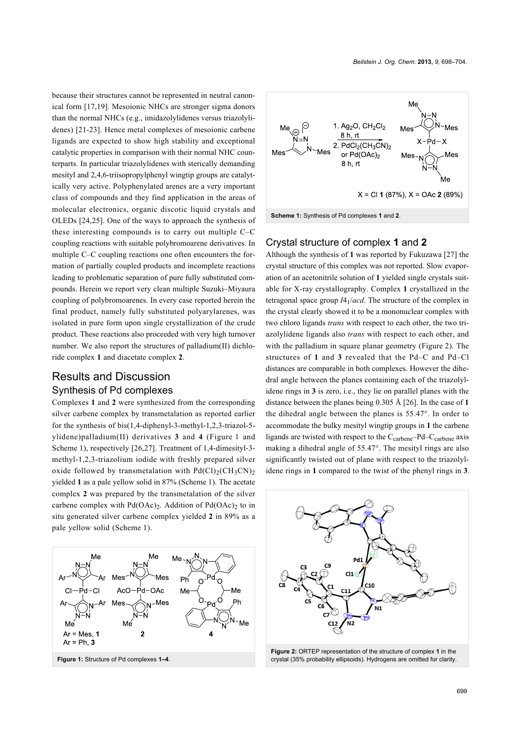because their structures cannot be represented in neutral canonical form [17,19]. Mesoionic NHCs are stronger sigma donors than the normal NHCs (e.g., imidazolylidenes versus triazolylidenes) [21-23]. Hence metal complexes of mesoionic carbene ligands are expected to show high stability and exceptional catalytic properties in comparison with their normal NHC counterparts. In particular triazolylidenes with sterically demanding mesityl and 2,4,6-triisopropylphenyl wingtip groups are catalytically very active. Polyphenylated arenes are a very important class of compounds and they find application in the areas of molecular electronics, organic discotic liquid crystals and OLEDs [24,25]. One of the ways to approach the synthesis of these interesting compounds is to carry out multiple C–C coupling reactions with suitable polybromoarene derivatives. In multiple C–C coupling reactions one often encounters the formation of partially coupled products and incomplete reactions leading to problematic separation of pure fully substituted compounds. Herein we report very clean multiple Suzuki–Miyaura coupling of polybromoarenes. In every case reported herein the final product, namely fully substituted polyarylarenes, was isolated in pure form upon single crystallization of the crude product. These reactions also proceeded with very high turnover number. We also report the structures of palladium(II) dichloride complex **1** and diacetate complex **2**.

# Results and Discussion

## Synthesis of Pd complexes

Complexes **1** and **2** were synthesized from the corresponding silver carbene complex by transmetalation as reported earlier for the synthesis of bis(1,4-diphenyl-3-methyl-1,2,3-triazol-5-ylidene)palladium(II) derivatives **3** and **4** (Figure 1 and Scheme 1), respectively [26,27]. Treatment of 1,4-dimesityl-3-methyl-1,2,3-triazolium iodide with freshly prepared silver oxide followed by transmetalation with $Pd(Cl)_2(CH_3CN)_2$ yielded **1** as a pale yellow solid in 87% (Scheme 1). The acetate complex **2** was prepared by the transmetalation of the silver carbene complex with $Pd(OAc)_2$. Addition of $Pd(OAc)_2$ to in situ generated silver carbene complex yielded **2** in 89% as a pale yellow solid (Scheme 1).

**Figure 1:** Structure of Pd complexes **1–4**.

**Scheme 1:** Synthesis of Pd complexes **1** and **2**.

## Crystal structure of complex 1 and 2

Although the synthesis of **1** was reported by Fukuzawa [27] the crystal structure of this complex was not reported. Slow evaporation of an acetonitrile solution of **1** yielded single crystals suitable for X-ray crystallography. Complex **1** crystallized in the tetragonal space group $I4_1/acd$. The structure of the complex in the crystal clearly showed it to be a mononuclear complex with two chloro ligands *trans* with respect to each other, the two triazolylidene ligands also *trans* with respect to each other, and with the palladium in square planar geometry (Figure 2). The structures of **1** and **3** revealed that the Pd–C and Pd–Cl distances are comparable in both complexes. However the dihedral angle between the planes containing each of the triazolylidene rings in **3** is zero, i.e., they lie on parallel planes with the distance between the planes being 0.305 Å [26]. In the case of **1** the dihedral angle between the planes is 55.47°. In order to accommodate the bulky mesityl wingtip groups in **1** the carbene ligands are twisted with respect to the $C_{carbene}$–Pd–$C_{carbene}$ axis making a dihedral angle of 55.47°. The mesityl rings are also significantly twisted out of plane with respect to the triazolylidene rings in **1** compared to the twist of the phenyl rings in **3**.

**Figure 2:** ORTEP representation of the structure of complex **1** in the crystal (35% probability ellipsoids). Hydrogens are omitted for clarity.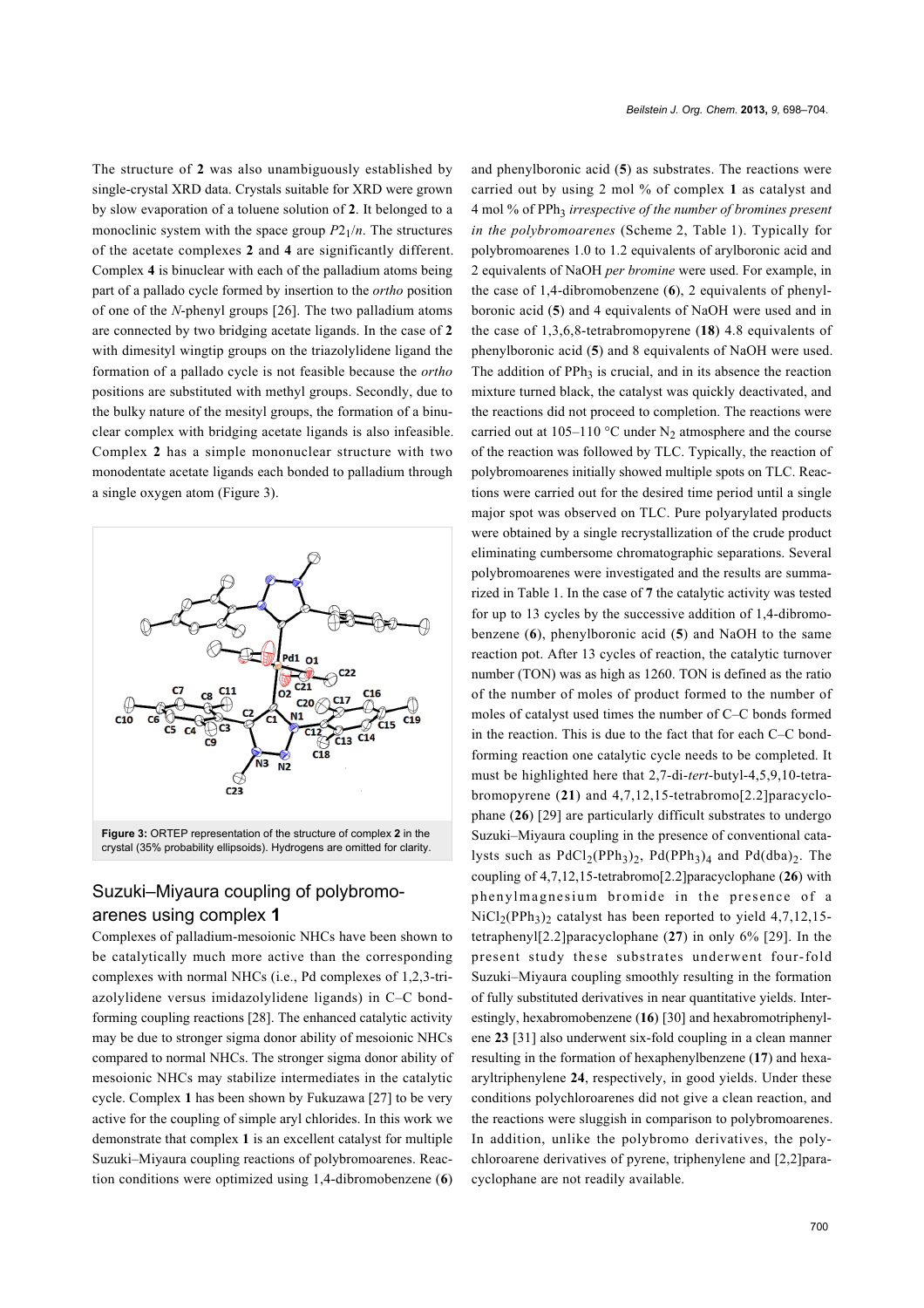The structure of **2** was also unambiguously established by single-crystal XRD data. Crystals suitable for XRD were grown by slow evaporation of a toluene solution of **2**. It belonged to a monoclinic system with the space group $P2_1/n$. The structures of the acetate complexes **2** and **4** are significantly different. Complex **4** is binuclear with each of the palladium atoms being part of a pallado cycle formed by insertion to the *ortho* position of one of the *N*-phenyl groups [26]. The two palladium atoms are connected by two bridging acetate ligands. In the case of **2** with dimesityl wingtip groups on the triazolylidene ligand the formation of a pallado cycle is not feasible because the *ortho* positions are substituted with methyl groups. Secondly, due to the bulky nature of the mesityl groups, the formation of a binuclear complex with bridging acetate ligands is also infeasible. Complex **2** has a simple mononuclear structure with two monodentate acetate ligands each bonded to palladium through a single oxygen atom (Figure 3).

**Figure 3:** ORTEP representation of the structure of complex **2** in the crystal (35% probability ellipsoids). Hydrogens are omitted for clarity.

## Suzuki–Miyaura coupling of polybromoarenes using complex 1

Complexes of palladium-mesoionic NHCs have been shown to be catalytically much more active than the corresponding complexes with normal NHCs (i.e., Pd complexes of 1,2,3-triazolylidene versus imidazolylidene ligands) in C–C bond-forming coupling reactions [28]. The enhanced catalytic activity may be due to stronger sigma donor ability of mesoionic NHCs compared to normal NHCs. The stronger sigma donor ability of mesoionic NHCs may stabilize intermediates in the catalytic cycle. Complex **1** has been shown by Fukuzawa [27] to be very active for the coupling of simple aryl chlorides. In this work we demonstrate that complex **1** is an excellent catalyst for multiple Suzuki–Miyaura coupling reactions of polybromoarenes. Reaction conditions were optimized using 1,4-dibromobenzene (**6**) and phenylboronic acid (**5**) as substrates. The reactions were carried out by using 2 mol % of complex **1** as catalyst and 4 mol % of $PPh_3$ *irrespective of the number of bromines present in the polybromoarenes* (Scheme 2, Table 1). Typically for polybromoarenes 1.0 to 1.2 equivalents of arylboronic acid and 2 equivalents of NaOH *per bromine* were used. For example, in the case of 1,4-dibromobenzene (**6**), 2 equivalents of phenylboronic acid (**5**) and 4 equivalents of NaOH were used and in the case of 1,3,6,8-tetrabromopyrene (**18**) 4.8 equivalents of phenylboronic acid (**5**) and 8 equivalents of NaOH were used. The addition of $PPh_3$ is crucial, and in its absence the reaction mixture turned black, the catalyst was quickly deactivated, and the reactions did not proceed to completion. The reactions were carried out at 105–110 °C under $N_2$ atmosphere and the course of the reaction was followed by TLC. Typically, the reaction of polybromoarenes initially showed multiple spots on TLC. Reactions were carried out for the desired time period until a single major spot was observed on TLC. Pure polyarylated products were obtained by a single recrystallization of the crude product eliminating cumbersome chromatographic separations. Several polybromoarenes were investigated and the results are summarized in Table 1. In the case of **7** the catalytic activity was tested for up to 13 cycles by the successive addition of 1,4-dibromobenzene (**6**), phenylboronic acid (**5**) and NaOH to the same reaction pot. After 13 cycles of reaction, the catalytic turnover number (TON) was as high as 1260. TON is defined as the ratio of the number of moles of product formed to the number of moles of catalyst used times the number of C–C bonds formed in the reaction. This is due to the fact that for each C–C bond-forming reaction one catalytic cycle needs to be completed. It must be highlighted here that 2,7-di-*tert*-butyl-4,5,9,10-tetrabromopyrene (**21**) and 4,7,12,15-tetrabromo[2.2]paracyclophane (**26**) [29] are particularly difficult substrates to undergo Suzuki–Miyaura coupling in the presence of conventional catalysts such as $PdCl_2(PPh_3)_2$, $Pd(PPh_3)_4$ and $Pd(dba)_2$. The coupling of 4,7,12,15-tetrabromo[2.2]paracyclophane (**26**) with phenylmagnesium bromide in the presence of a $NiCl_2(PPh_3)_2$ catalyst has been reported to yield 4,7,12,15-tetraphenyl[2.2]paracyclophane (**27**) in only 6% [29]. In the present study these substrates underwent four-fold Suzuki–Miyaura coupling smoothly resulting in the formation of fully substituted derivatives in near quantitative yields. Interestingly, hexabromobenzene (**16**) [30] and hexabromotriphenylene **23** [31] also underwent six-fold coupling in a clean manner resulting in the formation of hexaphenylbenzene (**17**) and hexaaryltriphenylene **24**, respectively, in good yields. Under these conditions polychloroarenes did not give a clean reaction, and the reactions were sluggish in comparison to polybromoarenes. In addition, unlike the polybromo derivatives, the polychloroarene derivatives of pyrene, triphenylene and [2.2]paracyclophane are not readily available.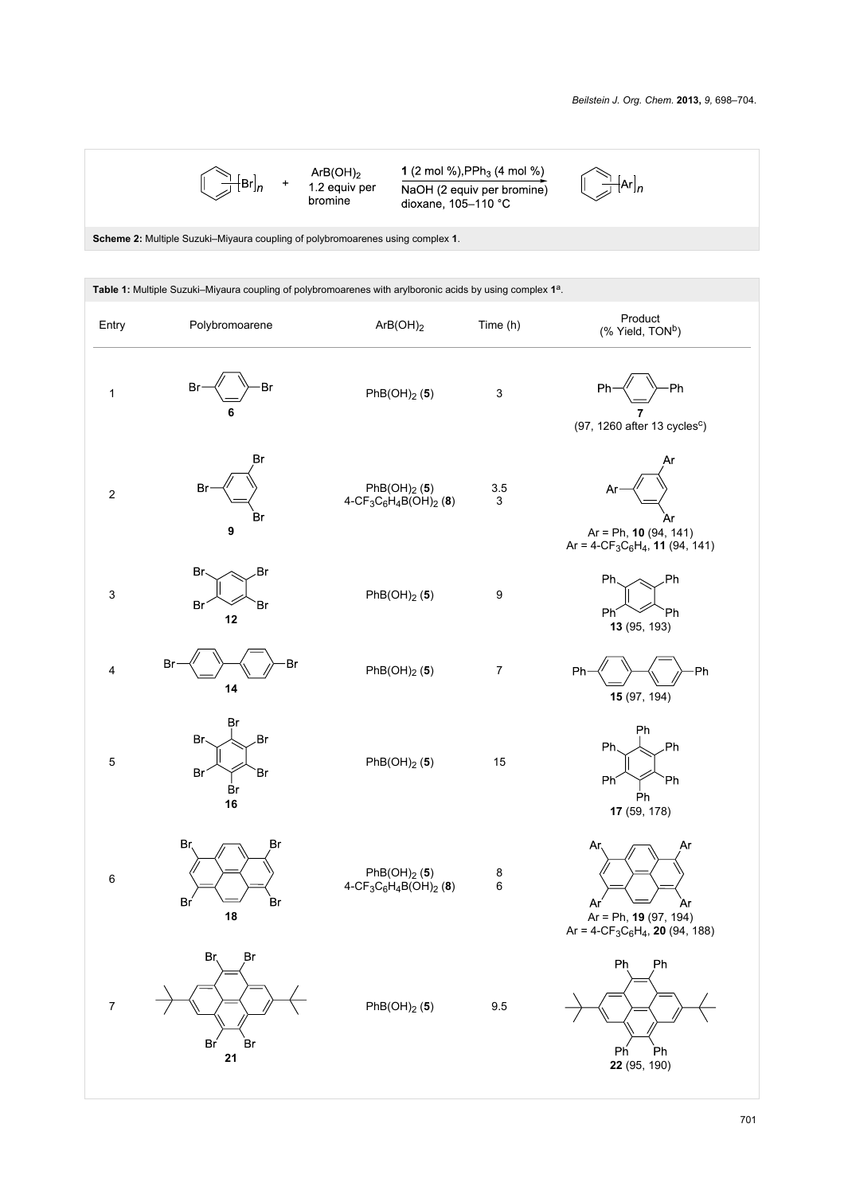Scheme 2: Multiple Suzuki–Miyaura coupling of polybromoarenes using complex **1**.

Table 1: Multiple Suzuki–Miyaura coupling of polybromoarenes with arylboronic acids by using complex **1**[a].

| Entry | Polybromoarene | $ArB(OH)_2$ | Time (h) | Product (% Yield, TON[b]) |
|---|---|---|---|---|
| 1 | **6** | $PhB(OH)_2$ (**5**) | 3 | **7** (97, 1260 after 13 cycles[c]) |
| 2 | **9** | $PhB(OH)_2$ (**5**)<br>4-$CF_3C_6H_4B(OH)_2$ (**8**) | 3.5<br>3 | Ar = Ph, **10** (94, 141)<br>Ar = 4-$CF_3C_6H_4$, **11** (94, 141) |
| 3 | **12** | $PhB(OH)_2$ (**5**) | 9 | **13** (95, 193) |
| 4 | **14** | $PhB(OH)_2$ (**5**) | 7 | **15** (97, 194) |
| 5 | **16** | $PhB(OH)_2$ (**5**) | 15 | **17** (59, 178) |
| 6 | **18** | $PhB(OH)_2$ (**5**)<br>4-$CF_3C_6H_4B(OH)_2$ (**8**) | 8<br>6 | Ar = Ph, **19** (97, 194)<br>Ar = 4-$CF_3C_6H_4$, **20** (94, 188) |
| 7 | **21** | $PhB(OH)_2$ (**5**) | 9.5 | **22** (95, 190) |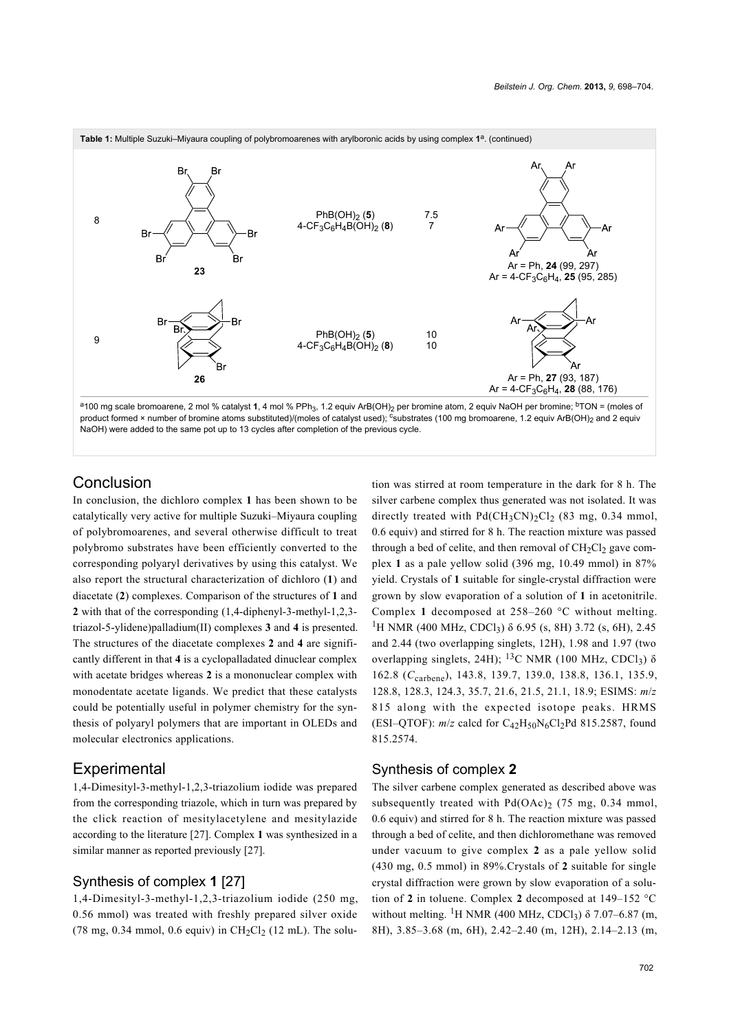**Table 1:** Multiple Suzuki–Miyaura coupling of polybromoarenes with arylboronic acids by using complex **1**[a]. (continued)

| Entry | Bromoarene | Boronic acid | Time | Product |
|---|---|---|---|---|
| 8 | **23** | $PhB(OH)_2$ (**5**)<br>$4\text{-}CF_3C_6H_4B(OH)_2$ (**8**) | 7.5<br>7 | Ar = Ph, **24** (99, 297)<br>Ar = $4\text{-}CF_3C_6H_4$, **25** (95, 285) |
| 9 | **26** | $PhB(OH)_2$ (**5**)<br>$4\text{-}CF_3C_6H_4B(OH)_2$ (**8**) | 10<br>10 | Ar = Ph, **27** (93, 187)<br>Ar = $4\text{-}CF_3C_6H_4$, **28** (88, 176) |

[a]100 mg scale bromoarene, 2 mol % catalyst **1**, 4 mol % $PPh_3$, 1.2 equiv $ArB(OH)_2$ per bromine atom, 2 equiv NaOH per bromine; [b]TON = (moles of product formed × number of bromine atoms substituted)/(moles of catalyst used); [c]substrates (100 mg bromoarene, 1.2 equiv $ArB(OH)_2$ and 2 equiv NaOH) were added to the same pot up to 13 cycles after completion of the previous cycle.

## Conclusion

In conclusion, the dichloro complex **1** has been shown to be catalytically very active for multiple Suzuki–Miyaura coupling of polybromoarenes, and several otherwise difficult to treat polybromo substrates have been efficiently converted to the corresponding polyaryl derivatives by using this catalyst. We also report the structural characterization of dichloro (**1**) and diacetate (**2**) complexes. Comparison of the structures of **1** and **2** with that of the corresponding (1,4-diphenyl-3-methyl-1,2,3-triazol-5-ylidene)palladium(II) complexes **3** and **4** is presented. The structures of the diacetate complexes **2** and **4** are significantly different in that **4** is a cyclopalladated dinuclear complex with acetate bridges whereas **2** is a mononuclear complex with monodentate acetate ligands. We predict that these catalysts could be potentially useful in polymer chemistry for the synthesis of polyaryl polymers that are important in OLEDs and molecular electronics applications.

## Experimental

1,4-Dimesityl-3-methyl-1,2,3-triazolium iodide was prepared from the corresponding triazole, which in turn was prepared by the click reaction of mesitylacetylene and mesitylazide according to the literature [27]. Complex **1** was synthesized in a similar manner as reported previously [27].

### Synthesis of complex 1 [27]

1,4-Dimesityl-3-methyl-1,2,3-triazolium iodide (250 mg, 0.56 mmol) was treated with freshly prepared silver oxide (78 mg, 0.34 mmol, 0.6 equiv) in $CH_2Cl_2$ (12 mL). The solution was stirred at room temperature in the dark for 8 h. The silver carbene complex thus generated was not isolated. It was directly treated with $Pd(CH_3CN)_2Cl_2$ (83 mg, 0.34 mmol, 0.6 equiv) and stirred for 8 h. The reaction mixture was passed through a bed of celite, and then removal of $CH_2Cl_2$ gave complex **1** as a pale yellow solid (396 mg, 10.49 mmol) in 87% yield. Crystals of **1** suitable for single-crystal diffraction were grown by slow evaporation of a solution of **1** in acetonitrile. Complex **1** decomposed at 258–260 °C without melting. $^1$H NMR (400 MHz, $CDCl_3$) δ 6.95 (s, 8H) 3.72 (s, 6H), 2.45 and 2.44 (two overlapping singlets, 12H), 1.98 and 1.97 (two overlapping singlets, 24H); $^{13}$C NMR (100 MHz, $CDCl_3$) δ 162.8 ($C_{carbene}$), 143.8, 139.7, 139.0, 138.8, 136.1, 135.9, 128.8, 128.3, 124.3, 35.7, 21.6, 21.5, 21.1, 18.9; ESIMS: *m*/*z* 815 along with the expected isotope peaks. HRMS (ESI–QTOF): *m*/*z* calcd for $C_{42}H_{50}N_6Cl_2Pd$ 815.2587, found 815.2574.

### Synthesis of complex 2

The silver carbene complex generated as described above was subsequently treated with $Pd(OAc)_2$ (75 mg, 0.34 mmol, 0.6 equiv) and stirred for 8 h. The reaction mixture was passed through a bed of celite, and then dichloromethane was removed under vacuum to give complex **2** as a pale yellow solid (430 mg, 0.5 mmol) in 89%.Crystals of **2** suitable for single crystal diffraction were grown by slow evaporation of a solution of **2** in toluene. Complex **2** decomposed at 149–152 °C without melting. $^1$H NMR (400 MHz, $CDCl_3$) δ 7.07–6.87 (m, 8H), 3.85–3.68 (m, 6H), 2.42–2.40 (m, 12H), 2.14–2.13 (m,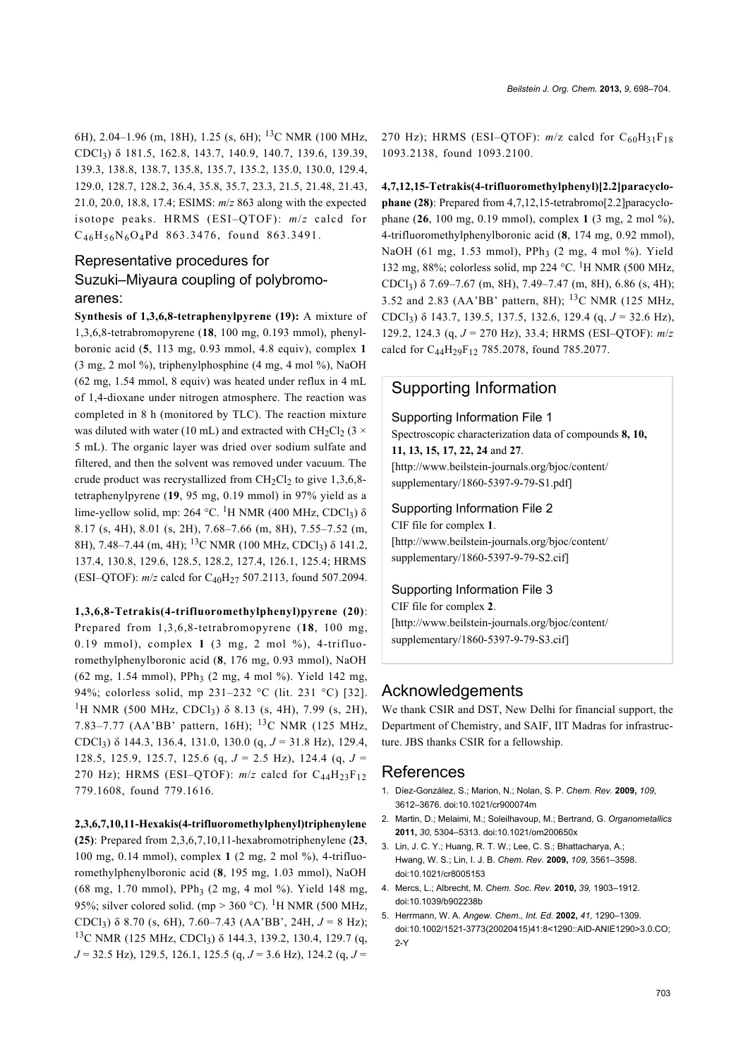6H), 2.04–1.96 (m, 18H), 1.25 (s, 6H); $^{13}C$ NMR (100 MHz, $CDCl_3$) δ 181.5, 162.8, 143.7, 140.9, 140.7, 139.6, 139.39, 139.3, 138.8, 138.7, 135.8, 135.7, 135.2, 135.0, 130.0, 129.4, 129.0, 128.7, 128.2, 36.4, 35.8, 35.7, 23.3, 21.5, 21.48, 21.43, 21.0, 20.0, 18.8, 17.4; ESIMS: *m/z* 863 along with the expected isotope peaks. HRMS (ESI–QTOF): *m/z* calcd for $C_{46}H_{56}N_6O_4Pd$ 863.3476, found 863.3491.

## Representative procedures for Suzuki–Miyaura coupling of polybromoarenes:

**Synthesis of 1,3,6,8-tetraphenylpyrene (19):** A mixture of 1,3,6,8-tetrabromopyrene (**18**, 100 mg, 0.193 mmol), phenylboronic acid (**5**, 113 mg, 0.93 mmol, 4.8 equiv), complex **1** (3 mg, 2 mol %), triphenylphosphine (4 mg, 4 mol %), NaOH (62 mg, 1.54 mmol, 8 equiv) was heated under reflux in 4 mL of 1,4-dioxane under nitrogen atmosphere. The reaction was completed in 8 h (monitored by TLC). The reaction mixture was diluted with water (10 mL) and extracted with $CH_2Cl_2$ (3 × 5 mL). The organic layer was dried over sodium sulfate and filtered, and then the solvent was removed under vacuum. The crude product was recrystallized from $CH_2Cl_2$ to give 1,3,6,8-tetraphenylpyrene (**19**, 95 mg, 0.19 mmol) in 97% yield as a lime-yellow solid, mp: 264 °C. $^1H$ NMR (400 MHz, $CDCl_3$) δ 8.17 (s, 4H), 8.01 (s, 2H), 7.68–7.66 (m, 8H), 7.55–7.52 (m, 8H), 7.48–7.44 (m, 4H); $^{13}C$ NMR (100 MHz, $CDCl_3$) δ 141.2, 137.4, 130.8, 129.6, 128.5, 128.2, 127.4, 126.1, 125.4; HRMS (ESI–QTOF): *m/z* calcd for $C_{40}H_{27}$ 507.2113, found 507.2094.

**1,3,6,8-Tetrakis(4-trifluoromethylphenyl)pyrene (20)**: Prepared from 1,3,6,8-tetrabromopyrene (**18**, 100 mg, 0.19 mmol), complex **1** (3 mg, 2 mol %), 4-trifluoromethylphenylboronic acid (**8**, 176 mg, 0.93 mmol), NaOH (62 mg, 1.54 mmol), $PPh_3$ (2 mg, 4 mol %). Yield 142 mg, 94%; colorless solid, mp 231–232 °C (lit. 231 °C) [32]. $^1H$ NMR (500 MHz, $CDCl_3$) δ 8.13 (s, 4H), 7.99 (s, 2H), 7.83–7.77 (AA'BB' pattern, 16H); $^{13}C$ NMR (125 MHz, $CDCl_3$) δ 144.3, 136.4, 131.0, 130.0 (q, *J* = 31.8 Hz), 129.4, 128.5, 125.9, 125.7, 125.6 (q, *J* = 2.5 Hz), 124.4 (q, *J* = 270 Hz); HRMS (ESI–QTOF): *m/z* calcd for $C_{44}H_{23}F_{12}$ 779.1608, found 779.1616.

**2,3,6,7,10,11-Hexakis(4-trifluoromethylphenyl)triphenylene (25)**: Prepared from 2,3,6,7,10,11-hexabromotriphenylene (**23**, 100 mg, 0.14 mmol), complex **1** (2 mg, 2 mol %), 4-trifluoromethylphenylboronic acid (**8**, 195 mg, 1.03 mmol), NaOH (68 mg, 1.70 mmol), $PPh_3$ (2 mg, 4 mol %). Yield 148 mg, 95%; silver colored solid. (mp > 360 °C). $^1H$ NMR (500 MHz, $CDCl_3$) δ 8.70 (s, 6H), 7.60–7.43 (AA'BB', 24H, *J* = 8 Hz); $^{13}C$ NMR (125 MHz, $CDCl_3$) δ 144.3, 139.2, 130.4, 129.7 (q, *J* = 32.5 Hz), 129.5, 126.1, 125.5 (q, *J* = 3.6 Hz), 124.2 (q, *J* = 270 Hz); HRMS (ESI–QTOF): *m/z* calcd for $C_{60}H_{31}F_{18}$ 1093.2138, found 1093.2100.

**4,7,12,15-Tetrakis(4-trifluoromethylphenyl)[2.2]paracyclophane (28)**: Prepared from 4,7,12,15-tetrabromo[2.2]paracyclophane (**26**, 100 mg, 0.19 mmol), complex **1** (3 mg, 2 mol %), 4-trifluoromethylphenylboronic acid (**8**, 174 mg, 0.92 mmol), NaOH (61 mg, 1.53 mmol), $PPh_3$ (2 mg, 4 mol %). Yield 132 mg, 88%; colorless solid, mp 224 °C. $^1H$ NMR (500 MHz, $CDCl_3$) δ 7.69–7.67 (m, 8H), 7.49–7.47 (m, 8H), 6.86 (s, 4H); 3.52 and 2.83 (AA'BB' pattern, 8H); $^{13}C$ NMR (125 MHz, $CDCl_3$) δ 143.7, 139.5, 137.5, 132.6, 129.4 (q, *J* = 32.6 Hz), 129.2, 124.3 (q, *J* = 270 Hz), 33.4; HRMS (ESI–QTOF): *m/z* calcd for $C_{44}H_{29}F_{12}$ 785.2078, found 785.2077.

## Supporting Information

Supporting Information File 1
Spectroscopic characterization data of compounds **8, 10, 11, 13, 15, 17, 22, 24** and **27**.
[http://www.beilstein-journals.org/bjoc/content/supplementary/1860-5397-9-79-S1.pdf]

Supporting Information File 2
CIF file for complex **1**.
[http://www.beilstein-journals.org/bjoc/content/supplementary/1860-5397-9-79-S2.cif]

Supporting Information File 3
CIF file for complex **2**.
[http://www.beilstein-journals.org/bjoc/content/supplementary/1860-5397-9-79-S3.cif]

## Acknowledgements

We thank CSIR and DST, New Delhi for financial support, the Department of Chemistry, and SAIF, IIT Madras for infrastructure. JBS thanks CSIR for a fellowship.

## References

1. Díez-González, S.; Marion, N.; Nolan, S. P. *Chem. Rev.* **2009,** *109,* 3612–3676. doi:10.1021/cr900074m
2. Martin, D.; Melaimi, M.; Soleilhavoup, M.; Bertrand, G. *Organometallics* **2011,** *30,* 5304–5313. doi:10.1021/om200650x
3. Lin, J. C. Y.; Huang, R. T. W.; Lee, C. S.; Bhattacharya, A.; Hwang, W. S.; Lin, I. J. B. *Chem. Rev.* **2009,** *109,* 3561–3598. doi:10.1021/cr8005153
4. Mercs, L.; Albrecht, M. *Chem. Soc. Rev.* **2010,** *39,* 1903–1912. doi:10.1039/b902238b
5. Herrmann, W. A. *Angew. Chem., Int. Ed.* **2002,** *41,* 1290–1309. doi:10.1002/1521-3773(20020415)41:8<1290::AID-ANIE1290>3.0.CO;2-Y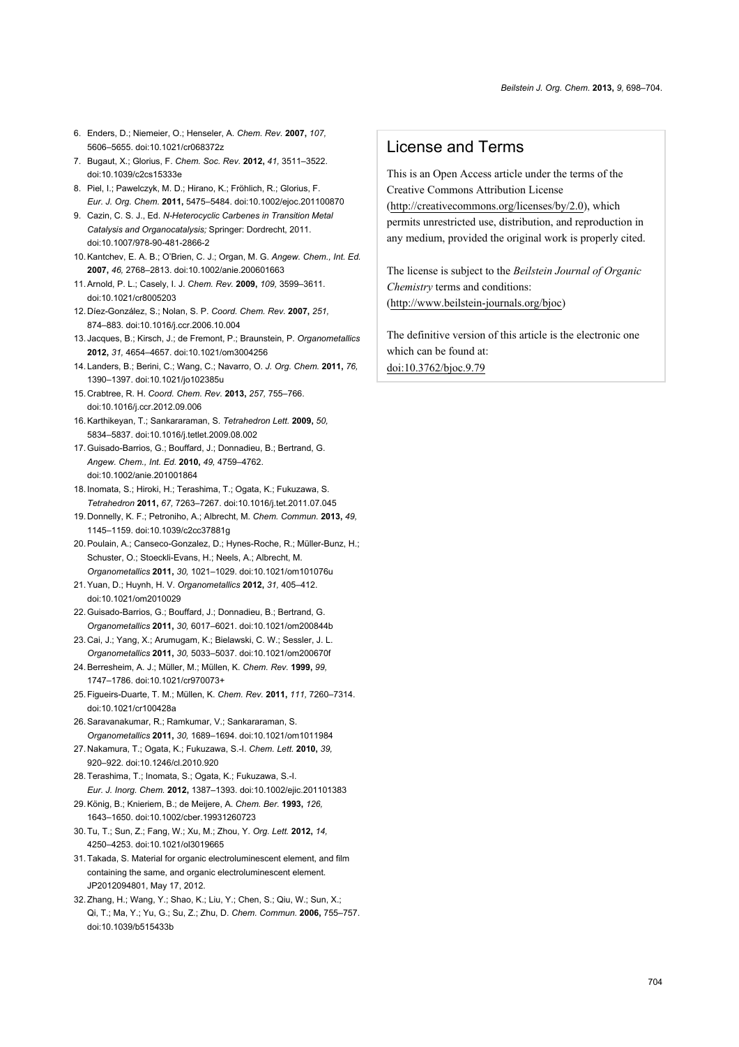6. Enders, D.; Niemeier, O.; Henseler, A. *Chem. Rev.* **2007,** *107,* 5606–5655. doi:10.1021/cr068372z
7. Bugaut, X.; Glorius, F. *Chem. Soc. Rev.* **2012,** *41,* 3511–3522. doi:10.1039/c2cs15333e
8. Piel, I.; Pawelczyk, M. D.; Hirano, K.; Fröhlich, R.; Glorius, F. *Eur. J. Org. Chem.* **2011,** 5475–5484. doi:10.1002/ejoc.201100870
9. Cazin, C. S. J., Ed. *N-Heterocyclic Carbenes in Transition Metal Catalysis and Organocatalysis;* Springer: Dordrecht, 2011. doi:10.1007/978-90-481-2866-2
10. Kantchev, E. A. B.; O'Brien, C. J.; Organ, M. G. *Angew. Chem., Int. Ed.* **2007,** *46,* 2768–2813. doi:10.1002/anie.200601663
11. Arnold, P. L.; Casely, I. J. *Chem. Rev.* **2009,** *109,* 3599–3611. doi:10.1021/cr8005203
12. Díez-González, S.; Nolan, S. P. *Coord. Chem. Rev.* **2007,** *251,* 874–883. doi:10.1016/j.ccr.2006.10.004
13. Jacques, B.; Kirsch, J.; de Fremont, P.; Braunstein, P. *Organometallics* **2012,** *31,* 4654–4657. doi:10.1021/om3004256
14. Landers, B.; Berini, C.; Wang, C.; Navarro, O. *J. Org. Chem.* **2011,** *76,* 1390–1397. doi:10.1021/jo102385u
15. Crabtree, R. H. *Coord. Chem. Rev.* **2013,** *257,* 755–766. doi:10.1016/j.ccr.2012.09.006
16. Karthikeyan, T.; Sankararaman, S. *Tetrahedron Lett.* **2009,** *50,* 5834–5837. doi:10.1016/j.tetlet.2009.08.002
17. Guisado-Barrios, G.; Bouffard, J.; Donnadieu, B.; Bertrand, G. *Angew. Chem., Int. Ed.* **2010,** *49,* 4759–4762. doi:10.1002/anie.201001864
18. Inomata, S.; Hiroki, H.; Terashima, T.; Ogata, K.; Fukuzawa, S. *Tetrahedron* **2011,** *67,* 7263–7267. doi:10.1016/j.tet.2011.07.045
19. Donnelly, K. F.; Petroniho, A.; Albrecht, M. *Chem. Commun.* **2013,** *49,* 1145–1159. doi:10.1039/c2cc37881g
20. Poulain, A.; Canseco-Gonzalez, D.; Hynes-Roche, R.; Müller-Bunz, H.; Schuster, O.; Stoeckli-Evans, H.; Neels, A.; Albrecht, M. *Organometallics* **2011,** *30,* 1021–1029. doi:10.1021/om101076u
21. Yuan, D.; Huynh, H. V. *Organometallics* **2012,** *31,* 405–412. doi:10.1021/om2010029
22. Guisado-Barrios, G.; Bouffard, J.; Donnadieu, B.; Bertrand, G. *Organometallics* **2011,** *30,* 6017–6021. doi:10.1021/om200844b
23. Cai, J.; Yang, X.; Arumugam, K.; Bielawski, C. W.; Sessler, J. L. *Organometallics* **2011,** *30,* 5033–5037. doi:10.1021/om200670f
24. Berresheim, A. J.; Müller, M.; Müllen, K. *Chem. Rev.* **1999,** *99,* 1747–1786. doi:10.1021/cr970073+
25. Figueira-Duarte, T. M.; Müllen, K. *Chem. Rev.* **2011,** *111,* 7260–7314. doi:10.1021/cr100428a
26. Saravanakumar, R.; Ramkumar, V.; Sankararaman, S. *Organometallics* **2011,** *30,* 1689–1694. doi:10.1021/om1011984
27. Nakamura, T.; Ogata, K.; Fukuzawa, S.-I. *Chem. Lett.* **2010,** *39,* 920–922. doi:10.1246/cl.2010.920
28. Terashima, T.; Inomata, S.; Ogata, K.; Fukuzawa, S.-I. *Eur. J. Inorg. Chem.* **2012,** 1387–1393. doi:10.1002/ejic.201101383
29. König, B.; Knieriem, B.; de Meijere, A. *Chem. Ber.* **1993,** *126,* 1643–1650. doi:10.1002/cber.19931260723
30. Tu, T.; Sun, Z.; Fang, W.; Xu, M.; Zhou, Y. *Org. Lett.* **2012,** *14,* 4250–4253. doi:10.1021/ol3019665
31. Takada, S. Material for organic electroluminescent element, and film containing the same, and organic electroluminescent element. JP2012094801, May 17, 2012.
32. Zhang, H.; Wang, Y.; Shao, K.; Liu, Y.; Chen, S.; Qiu, W.; Sun, X.; Qi, T.; Ma, Y.; Yu, G.; Su, Z.; Zhu, D. *Chem. Commun.* **2006,** 755–757. doi:10.1039/b515433b

## License and Terms

This is an Open Access article under the terms of the Creative Commons Attribution License (http://creativecommons.org/licenses/by/2.0), which permits unrestricted use, distribution, and reproduction in any medium, provided the original work is properly cited.

The license is subject to the *Beilstein Journal of Organic Chemistry* terms and conditions: (http://www.beilstein-journals.org/bjoc)

The definitive version of this article is the electronic one which can be found at: doi:10.3762/bjoc.9.79